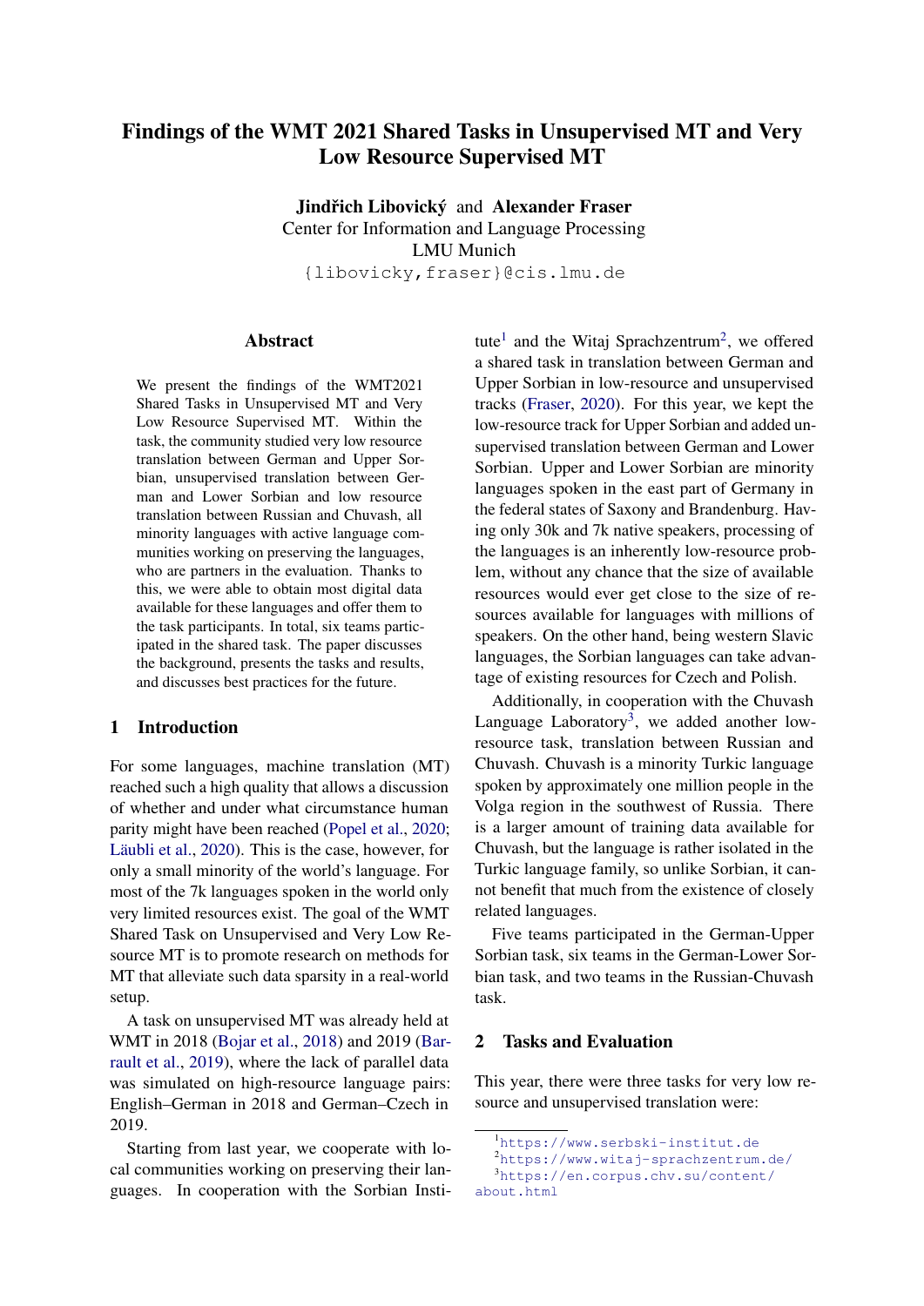# Findings of the WMT 2021 Shared Tasks in Unsupervised MT and Very Low Resource Supervised MT

**Jindřich Libovický** and **Alexander Fraser**
Center for Information and Language Processing
LMU Munich
{libovicky,fraser}@cis.lmu.de

## Abstract

We present the findings of the WMT2021 Shared Tasks in Unsupervised MT and Very Low Resource Supervised MT. Within the task, the community studied very low resource translation between German and Upper Sorbian, unsupervised translation between German and Lower Sorbian and low resource translation between Russian and Chuvash, all minority languages with active language communities working on preserving the languages, who are partners in the evaluation. Thanks to this, we were able to obtain most digital data available for these languages and offer them to the task participants. In total, six teams participated in the shared task. The paper discusses the background, presents the tasks and results, and discusses best practices for the future.

## 1 Introduction

For some languages, machine translation (MT) reached such a high quality that allows a discussion of whether and under what circumstance human parity might have been reached (Popel et al., 2020; Läubli et al., 2020). This is the case, however, for only a small minority of the world's language. For most of the 7k languages spoken in the world only very limited resources exist. The goal of the WMT Shared Task on Unsupervised and Very Low Resource MT is to promote research on methods for MT that alleviate such data sparsity in a real-world setup.

A task on unsupervised MT was already held at WMT in 2018 (Bojar et al., 2018) and 2019 (Barrault et al., 2019), where the lack of parallel data was simulated on high-resource language pairs: English–German in 2018 and German–Czech in 2019.

Starting from last year, we cooperate with local communities working on preserving their languages. In cooperation with the Sorbian Institute[1] and the Witaj Sprachzentrum[2], we offered a shared task in translation between German and Upper Sorbian in low-resource and unsupervised tracks (Fraser, 2020). For this year, we kept the low-resource track for Upper Sorbian and added unsupervised translation between German and Lower Sorbian. Upper and Lower Sorbian are minority languages spoken in the east part of Germany in the federal states of Saxony and Brandenburg. Having only 30k and 7k native speakers, processing of the languages is an inherently low-resource problem, without any chance that the size of available resources would ever get close to the size of resources available for languages with millions of speakers. On the other hand, being western Slavic languages, the Sorbian languages can take advantage of existing resources for Czech and Polish.

Additionally, in cooperation with the Chuvash Language Laboratory[3], we added another low-resource task, translation between Russian and Chuvash. Chuvash is a minority Turkic language spoken by approximately one million people in the Volga region in the southwest of Russia. There is a larger amount of training data available for Chuvash, but the language is rather isolated in the Turkic language family, so unlike Sorbian, it cannot benefit that much from the existence of closely related languages.

Five teams participated in the German-Upper Sorbian task, six teams in the German-Lower Sorbian task, and two teams in the Russian-Chuvash task.

## 2 Tasks and Evaluation

This year, there were three tasks for very low resource and unsupervised translation were:

[1] https://www.serbski-institut.de
[2] https://www.witaj-sprachzentrum.de/
[3] https://en.corpus.chv.su/content/about.html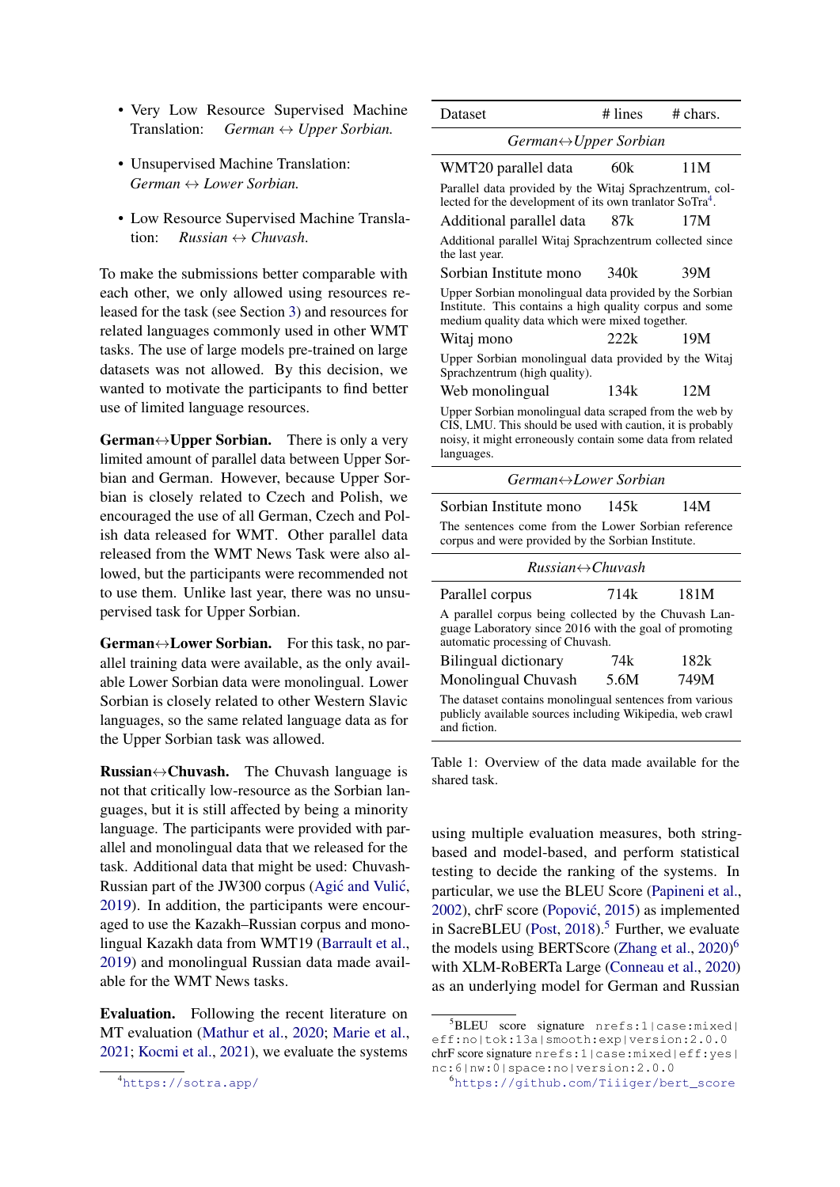- Very Low Resource Supervised Machine Translation: *German ↔ Upper Sorbian.*
- Unsupervised Machine Translation: *German ↔ Lower Sorbian.*
- Low Resource Supervised Machine Translation: *Russian ↔ Chuvash.*

To make the submissions better comparable with each other, we only allowed using resources released for the task (see Section 3) and resources for related languages commonly used in other WMT tasks. The use of large models pre-trained on large datasets was not allowed. By this decision, we wanted to motivate the participants to find better use of limited language resources.

**German↔Upper Sorbian.** There is only a very limited amount of parallel data between Upper Sorbian and German. However, because Upper Sorbian is closely related to Czech and Polish, we encouraged the use of all German, Czech and Polish data released for WMT. Other parallel data released from the WMT News Task were also allowed, but the participants were recommended not to use them. Unlike last year, there was no unsupervised task for Upper Sorbian.

**German↔Lower Sorbian.** For this task, no parallel training data were available, as the only available Lower Sorbian data were monolingual. Lower Sorbian is closely related to other Western Slavic languages, so the same related language data as for the Upper Sorbian task was allowed.

**Russian↔Chuvash.** The Chuvash language is not that critically low-resource as the Sorbian languages, but it is still affected by being a minority language. The participants were provided with parallel and monolingual data that we released for the task. Additional data that might be used: Chuvash-Russian part of the JW300 corpus (Agić and Vulić, 2019). In addition, the participants were encouraged to use the Kazakh–Russian corpus and monolingual Kazakh data from WMT19 (Barrault et al., 2019) and monolingual Russian data made available for the WMT News tasks.

**Evaluation.** Following the recent literature on MT evaluation (Mathur et al., 2020; Marie et al., 2021; Kocmi et al., 2021), we evaluate the systems using multiple evaluation measures, both string-based and model-based, and perform statistical testing to decide the ranking of the systems. In particular, we use the BLEU Score (Papineni et al., 2002), chrF score (Popović, 2015) as implemented in SacreBLEU (Post, 2018).[5] Further, we evaluate the models using BERTScore (Zhang et al., 2020)[6] with XLM-RoBERTa Large (Conneau et al., 2020) as an underlying model for German and Russian

| Dataset | # lines | # chars. |
|---|---|---|
| *German↔Upper Sorbian* | | |
| WMT20 parallel data | 60k | 11M |
| Parallel data provided by the Witaj Sprachzentrum, collected for the development of its own tranlator SoTra[4]. | | |
| Additional parallel data | 87k | 17M |
| Additional parallel Witaj Sprachzentrum collected since the last year. | | |
| Sorbian Institute mono | 340k | 39M |
| Upper Sorbian monolingual data provided by the Sorbian Institute. This contains a high quality corpus and some medium quality data which were mixed together. | | |
| Witaj mono | 222k | 19M |
| Upper Sorbian monolingual data provided by the Witaj Sprachzentrum (high quality). | | |
| Web monolingual | 134k | 12M |
| Upper Sorbian monolingual data scraped from the web by CIS, LMU. This should be used with caution, it is probably noisy, it might erroneously contain some data from related languages. | | |
| *German↔Lower Sorbian* | | |
| Sorbian Institute mono | 145k | 14M |
| The sentences come from the Lower Sorbian reference corpus and were provided by the Sorbian Institute. | | |
| *Russian↔Chuvash* | | |
| Parallel corpus | 714k | 181M |
| A parallel corpus being collected by the Chuvash Language Laboratory since 2016 with the goal of promoting automatic processing of Chuvash. | | |
| Bilingual dictionary | 74k | 182k |
| Monolingual Chuvash | 5.6M | 749M |
| The dataset contains monolingual sentences from various publicly available sources including Wikipedia, web crawl and fiction. | | |

Table 1: Overview of the data made available for the shared task.

[4] https://sotra.app/

[5] BLEU score signature `nrefs:1|case:mixed|eff:no|tok:13a|smooth:exp|version:2.0.0`  
chrF score signature `nrefs:1|case:mixed|eff:yes|nc:6|nw:0|space:no|version:2.0.0`

[6] https://github.com/Tiiiger/bert_score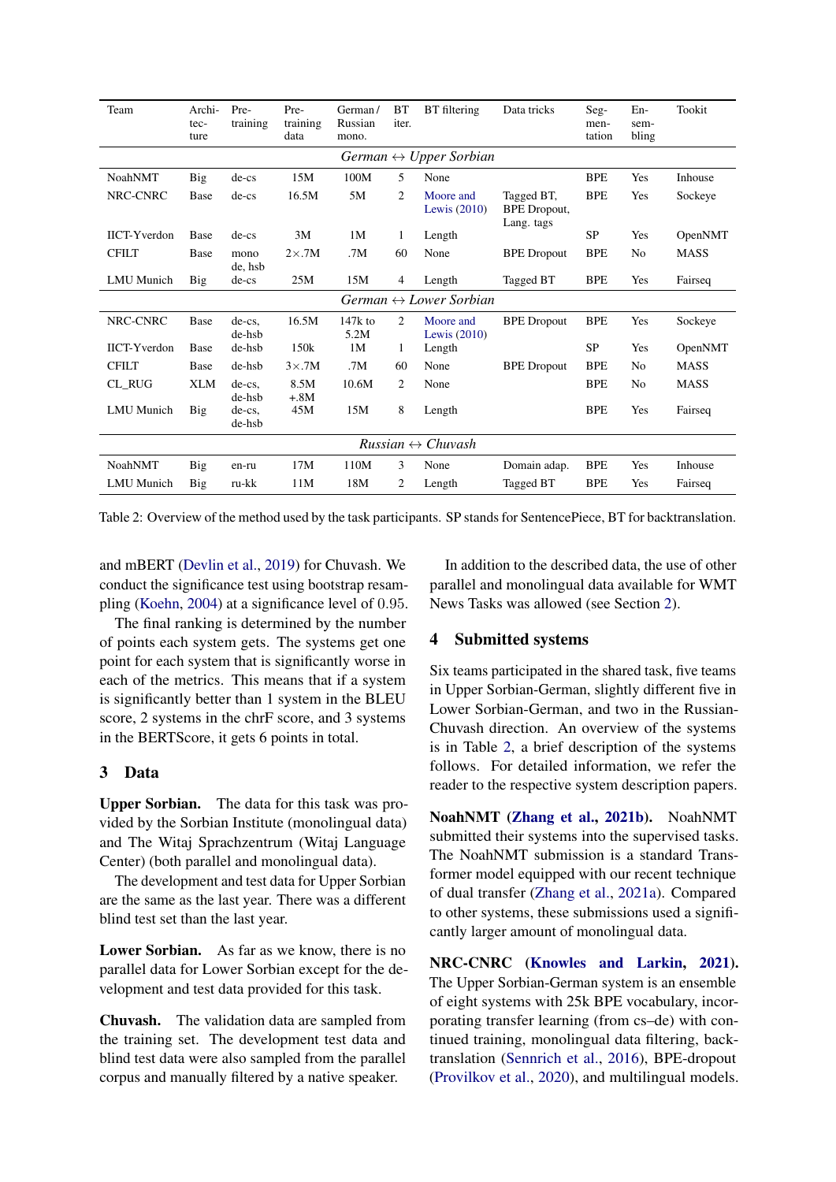| Team | Architecture | Pre-training | Pre-training data | German / Russian mono. | BT iter. | BT filtering | Data tricks | Segmentation | Ensembling | Tookit |
|---|---|---|---|---|---|---|---|---|---|---|
| | | | | *German ↔ Upper Sorbian* | | | | | | |
| NoahNMT | Big | de-cs | 15M | 100M | 5 | None | | BPE | Yes | Inhouse |
| NRC-CNRC | Base | de-cs | 16.5M | 5M | 2 | Moore and Lewis (2010) | Tagged BT, BPE Dropout, Lang. tags | BPE | Yes | Sockeye |
| IICT-Yverdon | Base | de-cs | 3M | 1M | 1 | Length | | SP | Yes | OpenNMT |
| CFILT | Base | mono de, hsb | 2×.7M | .7M | 60 | None | BPE Dropout | BPE | No | MASS |
| LMU Munich | Big | de-cs | 25M | 15M | 4 | Length | Tagged BT | BPE | Yes | Fairseq |
| | | | | *German ↔ Lower Sorbian* | | | | | | |
| NRC-CNRC | Base | de-cs, de-hsb | 16.5M | 147k to 5.2M | 2 | Moore and Lewis (2010) | BPE Dropout | BPE | Yes | Sockeye |
| IICT-Yverdon | Base | de-hsb | 150k | 1M | 1 | Length | | SP | Yes | OpenNMT |
| CFILT | Base | de-hsb | 3×.7M | .7M | 60 | None | BPE Dropout | BPE | No | MASS |
| CL_RUG | XLM | de-cs, de-hsb | 8.5M +.8M | 10.6M | 2 | None | | BPE | No | MASS |
| LMU Munich | Big | de-cs, de-hsb | 45M | 15M | 8 | Length | | BPE | Yes | Fairseq |
| | | | | *Russian ↔ Chuvash* | | | | | | |
| NoahNMT | Big | en-ru | 17M | 110M | 3 | None | Domain adap. | BPE | Yes | Inhouse |
| LMU Munich | Big | ru-kk | 11M | 18M | 2 | Length | Tagged BT | BPE | Yes | Fairseq |

Table 2: Overview of the method used by the task participants. SP stands for SentencePiece, BT for backtranslation.

and mBERT (Devlin et al., 2019) for Chuvash. We conduct the significance test using bootstrap resampling (Koehn, 2004) at a significance level of 0.95.

The final ranking is determined by the number of points each system gets. The systems get one point for each system that is significantly worse in each of the metrics. This means that if a system is significantly better than 1 system in the BLEU score, 2 systems in the chrF score, and 3 systems in the BERTScore, it gets 6 points in total.

## 3 Data

**Upper Sorbian.** The data for this task was provided by the Sorbian Institute (monolingual data) and The Witaj Sprachzentrum (Witaj Language Center) (both parallel and monolingual data).

The development and test data for Upper Sorbian are the same as the last year. There was a different blind test set than the last year.

**Lower Sorbian.** As far as we know, there is no parallel data for Lower Sorbian except for the development and test data provided for this task.

**Chuvash.** The validation data are sampled from the training set. The development test data and blind test data were also sampled from the parallel corpus and manually filtered by a native speaker.

In addition to the described data, the use of other parallel and monolingual data available for WMT News Tasks was allowed (see Section 2).

## 4 Submitted systems

Six teams participated in the shared task, five teams in Upper Sorbian-German, slightly different five in Lower Sorbian-German, and two in the Russian-Chuvash direction. An overview of the systems is in Table 2, a brief description of the systems follows. For detailed information, we refer the reader to the respective system description papers.

**NoahNMT (Zhang et al., 2021b).** NoahNMT submitted their systems into the supervised tasks. The NoahNMT submission is a standard Transformer model equipped with our recent technique of dual transfer (Zhang et al., 2021a). Compared to other systems, these submissions used a significantly larger amount of monolingual data.

**NRC-CNRC (Knowles and Larkin, 2021).** The Upper Sorbian-German system is an ensemble of eight systems with 25k BPE vocabulary, incorporating transfer learning (from cs–de) with continued training, monolingual data filtering, backtranslation (Sennrich et al., 2016), BPE-dropout (Provilkov et al., 2020), and multilingual models.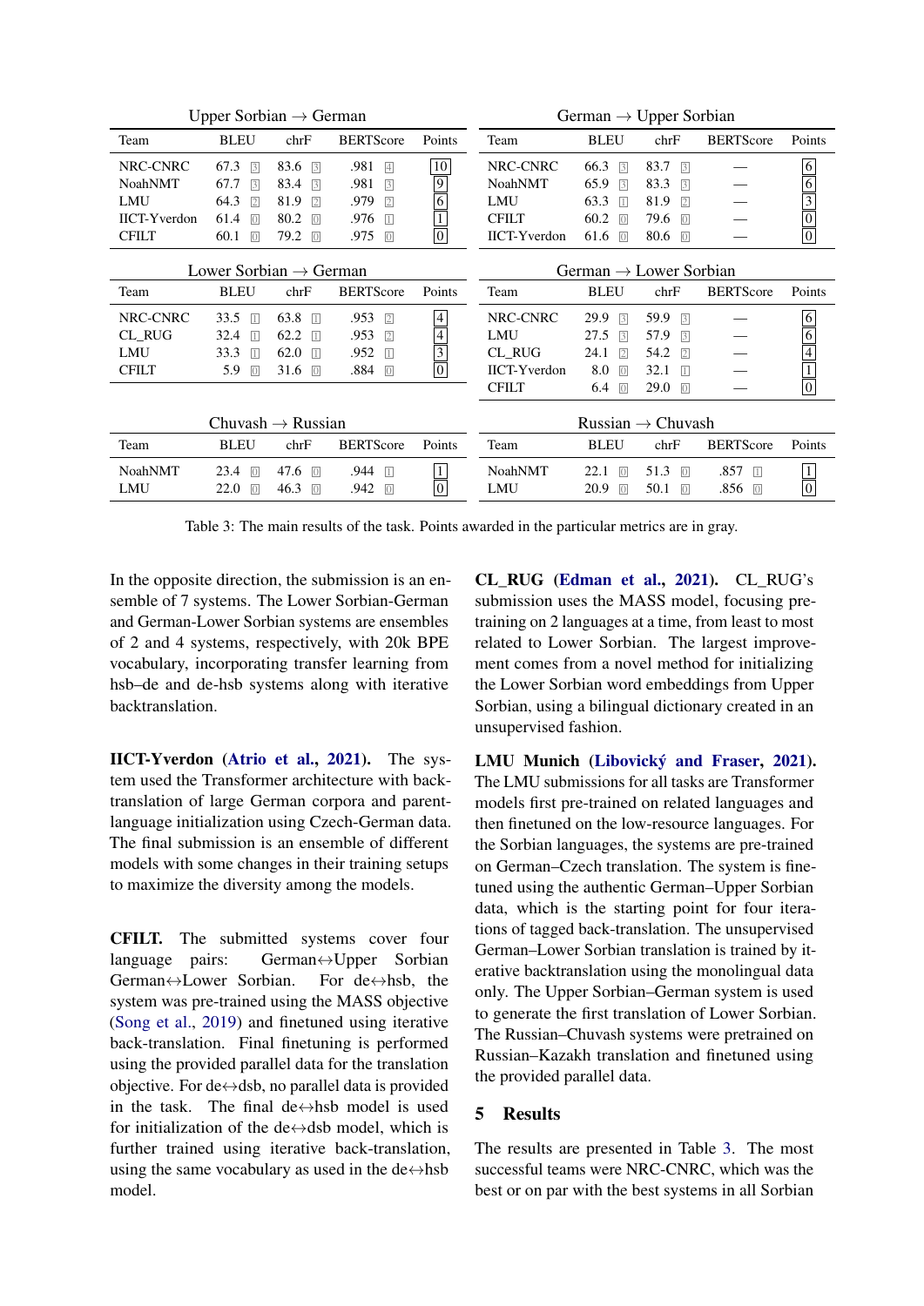| Upper Sorbian → German | | | | |
|---|---|---|---|---|
| Team | BLEU | chrF | BERTScore | Points |
| NRC-CNRC | 67.3 [3] | 83.6 [3] | .981 [4] | 10 |
| NoahNMT | 67.7 [3] | 83.4 [3] | .981 [3] | 9 |
| LMU | 64.3 [2] | 81.9 [2] | .979 [2] | 6 |
| IICT-Yverdon | 61.4 [0] | 80.2 [0] | .976 [1] | 1 |
| CFILT | 60.1 [0] | 79.2 [0] | .975 [0] | 0 |

| German → Upper Sorbian | | | | |
|---|---|---|---|---|
| Team | BLEU | chrF | BERTScore | Points |
| NRC-CNRC | 66.3 [3] | 83.7 [3] | — | 6 |
| NoahNMT | 65.9 [3] | 83.3 [3] | — | 6 |
| LMU | 63.3 [1] | 81.9 [2] | — | 3 |
| CFILT | 60.2 [0] | 79.6 [0] | — | 0 |
| IICT-Yverdon | 61.6 [0] | 80.6 [0] | — | 0 |

| Lower Sorbian → German | | | | |
|---|---|---|---|---|
| Team | BLEU | chrF | BERTScore | Points |
| NRC-CNRC | 33.5 [1] | 63.8 [1] | .953 [2] | 4 |
| CL_RUG | 32.4 [1] | 62.2 [1] | .953 [2] | 4 |
| LMU | 33.3 [1] | 62.0 [1] | .952 [1] | 3 |
| CFILT | 5.9 [0] | 31.6 [0] | .884 [0] | 0 |

| German → Lower Sorbian | | | | |
|---|---|---|---|---|
| Team | BLEU | chrF | BERTScore | Points |
| NRC-CNRC | 29.9 [3] | 59.9 [3] | — | 6 |
| LMU | 27.5 [3] | 57.9 [3] | — | 6 |
| CL_RUG | 24.1 [2] | 54.2 [2] | — | 4 |
| IICT-Yverdon | 8.0 [0] | 32.1 [1] | — | 1 |
| CFILT | 6.4 [0] | 29.0 [0] | — | 0 |

| Chuvash → Russian | | | | |
|---|---|---|---|---|
| Team | BLEU | chrF | BERTScore | Points |
| NoahNMT | 23.4 [0] | 47.6 [0] | .944 [1] | 1 |
| LMU | 22.0 [0] | 46.3 [0] | .942 [0] | 0 |

| Russian → Chuvash | | | | |
|---|---|---|---|---|
| Team | BLEU | chrF | BERTScore | Points |
| NoahNMT | 22.1 [0] | 51.3 [0] | .857 [1] | 1 |
| LMU | 20.9 [0] | 50.1 [0] | .856 [0] | 0 |

Table 3: The main results of the task. Points awarded in the particular metrics are in gray.

In the opposite direction, the submission is an ensemble of 7 systems. The Lower Sorbian-German and German-Lower Sorbian systems are ensembles of 2 and 4 systems, respectively, with 20k BPE vocabulary, incorporating transfer learning from hsb–de and de-hsb systems along with iterative backtranslation.

**IICT-Yverdon (Atrio et al., 2021).** The system used the Transformer architecture with back-translation of large German corpora and parent-language initialization using Czech-German data. The final submission is an ensemble of different models with some changes in their training setups to maximize the diversity among the models.

**CFILT.** The submitted systems cover four language pairs: German↔Upper Sorbian German↔Lower Sorbian. For de↔hsb, the system was pre-trained using the MASS objective (Song et al., 2019) and finetuned using iterative back-translation. Final finetuning is performed using the provided parallel data for the translation objective. For de↔dsb, no parallel data is provided in the task. The final de↔hsb model is used for initialization of the de↔dsb model, which is further trained using iterative back-translation, using the same vocabulary as used in the de↔hsb model.

**CL_RUG (Edman et al., 2021).** CL_RUG's submission uses the MASS model, focusing pre-training on 2 languages at a time, from least to most related to Lower Sorbian. The largest improvement comes from a novel method for initializing the Lower Sorbian word embeddings from Upper Sorbian, using a bilingual dictionary created in an unsupervised fashion.

**LMU Munich (Libovický and Fraser, 2021).** The LMU submissions for all tasks are Transformer models first pre-trained on related languages and then finetuned on the low-resource languages. For the Sorbian languages, the systems are pre-trained on German–Czech translation. The system is fine-tuned using the authentic German–Upper Sorbian data, which is the starting point for four iterations of tagged back-translation. The unsupervised German–Lower Sorbian translation is trained by iterative backtranslation using the monolingual data only. The Upper Sorbian–German system is used to generate the first translation of Lower Sorbian. The Russian–Chuvash systems were pretrained on Russian–Kazakh translation and finetuned using the provided parallel data.

## 5 Results

The results are presented in Table 3. The most successful teams were NRC-CNRC, which was the best or on par with the best systems in all Sorbian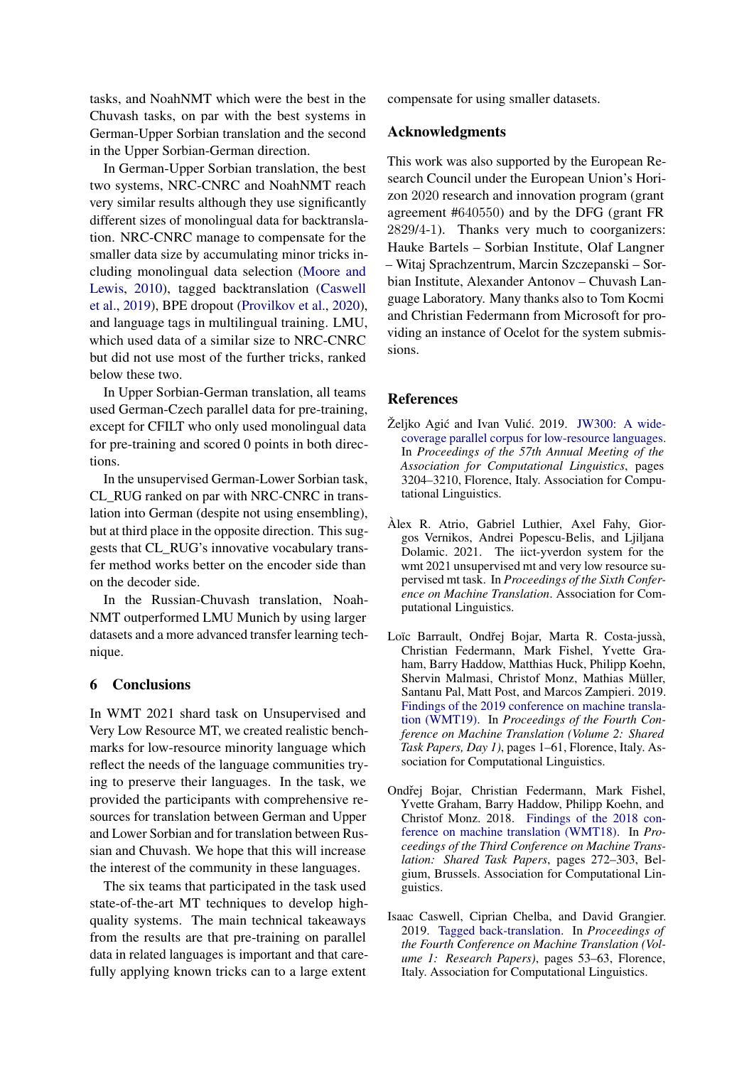tasks, and NoahNMT which were the best in the Chuvash tasks, on par with the best systems in German-Upper Sorbian translation and the second in the Upper Sorbian-German direction.

In German-Upper Sorbian translation, the best two systems, NRC-CNRC and NoahNMT reach very similar results although they use significantly different sizes of monolingual data for backtranslation. NRC-CNRC manage to compensate for the smaller data size by accumulating minor tricks including monolingual data selection (Moore and Lewis, 2010), tagged backtranslation (Caswell et al., 2019), BPE dropout (Provilkov et al., 2020), and language tags in multilingual training. LMU, which used data of a similar size to NRC-CNRC but did not use most of the further tricks, ranked below these two.

In Upper Sorbian-German translation, all teams used German-Czech parallel data for pre-training, except for CFILT who only used monolingual data for pre-training and scored 0 points in both directions.

In the unsupervised German-Lower Sorbian task, CL_RUG ranked on par with NRC-CNRC in translation into German (despite not using ensembling), but at third place in the opposite direction. This suggests that CL_RUG's innovative vocabulary transfer method works better on the encoder side than on the decoder side.

In the Russian-Chuvash translation, NoahNMT outperformed LMU Munich by using larger datasets and a more advanced transfer learning technique.

## 6 Conclusions

In WMT 2021 shard task on Unsupervised and Very Low Resource MT, we created realistic benchmarks for low-resource minority language which reflect the needs of the language communities trying to preserve their languages. In the task, we provided the participants with comprehensive resources for translation between German and Upper and Lower Sorbian and for translation between Russian and Chuvash. We hope that this will increase the interest of the community in these languages.

The six teams that participated in the task used state-of-the-art MT techniques to develop high-quality systems. The main technical takeaways from the results are that pre-training on parallel data in related languages is important and that carefully applying known tricks can to a large extent compensate for using smaller datasets.

## Acknowledgments

This work was also supported by the European Research Council under the European Union's Horizon 2020 research and innovation program (grant agreement #640550) and by the DFG (grant FR 2829/4-1). Thanks very much to coorganizers: Hauke Bartels – Sorbian Institute, Olaf Langner – Witaj Sprachzentrum, Marcin Szczepanski – Sorbian Institute, Alexander Antonov – Chuvash Language Laboratory. Many thanks also to Tom Kocmi and Christian Federmann from Microsoft for providing an instance of Ocelot for the system submissions.

## References

Željko Agić and Ivan Vulić. 2019. JW300: A wide-coverage parallel corpus for low-resource languages. In *Proceedings of the 57th Annual Meeting of the Association for Computational Linguistics*, pages 3204–3210, Florence, Italy. Association for Computational Linguistics.

Àlex R. Atrio, Gabriel Luthier, Axel Fahy, Giorgos Vernikos, Andrei Popescu-Belis, and Ljiljana Dolamic. 2021. The iict-yverdon system for the wmt 2021 unsupervised mt and very low resource supervised mt task. In *Proceedings of the Sixth Conference on Machine Translation*. Association for Computational Linguistics.

Loïc Barrault, Ondřej Bojar, Marta R. Costa-jussà, Christian Federmann, Mark Fishel, Yvette Graham, Barry Haddow, Matthias Huck, Philipp Koehn, Shervin Malmasi, Christof Monz, Mathias Müller, Santanu Pal, Matt Post, and Marcos Zampieri. 2019. Findings of the 2019 conference on machine translation (WMT19). In *Proceedings of the Fourth Conference on Machine Translation (Volume 2: Shared Task Papers, Day 1)*, pages 1–61, Florence, Italy. Association for Computational Linguistics.

Ondřej Bojar, Christian Federmann, Mark Fishel, Yvette Graham, Barry Haddow, Philipp Koehn, and Christof Monz. 2018. Findings of the 2018 conference on machine translation (WMT18). In *Proceedings of the Third Conference on Machine Translation: Shared Task Papers*, pages 272–303, Belgium, Brussels. Association for Computational Linguistics.

Isaac Caswell, Ciprian Chelba, and David Grangier. 2019. Tagged back-translation. In *Proceedings of the Fourth Conference on Machine Translation (Volume 1: Research Papers)*, pages 53–63, Florence, Italy. Association for Computational Linguistics.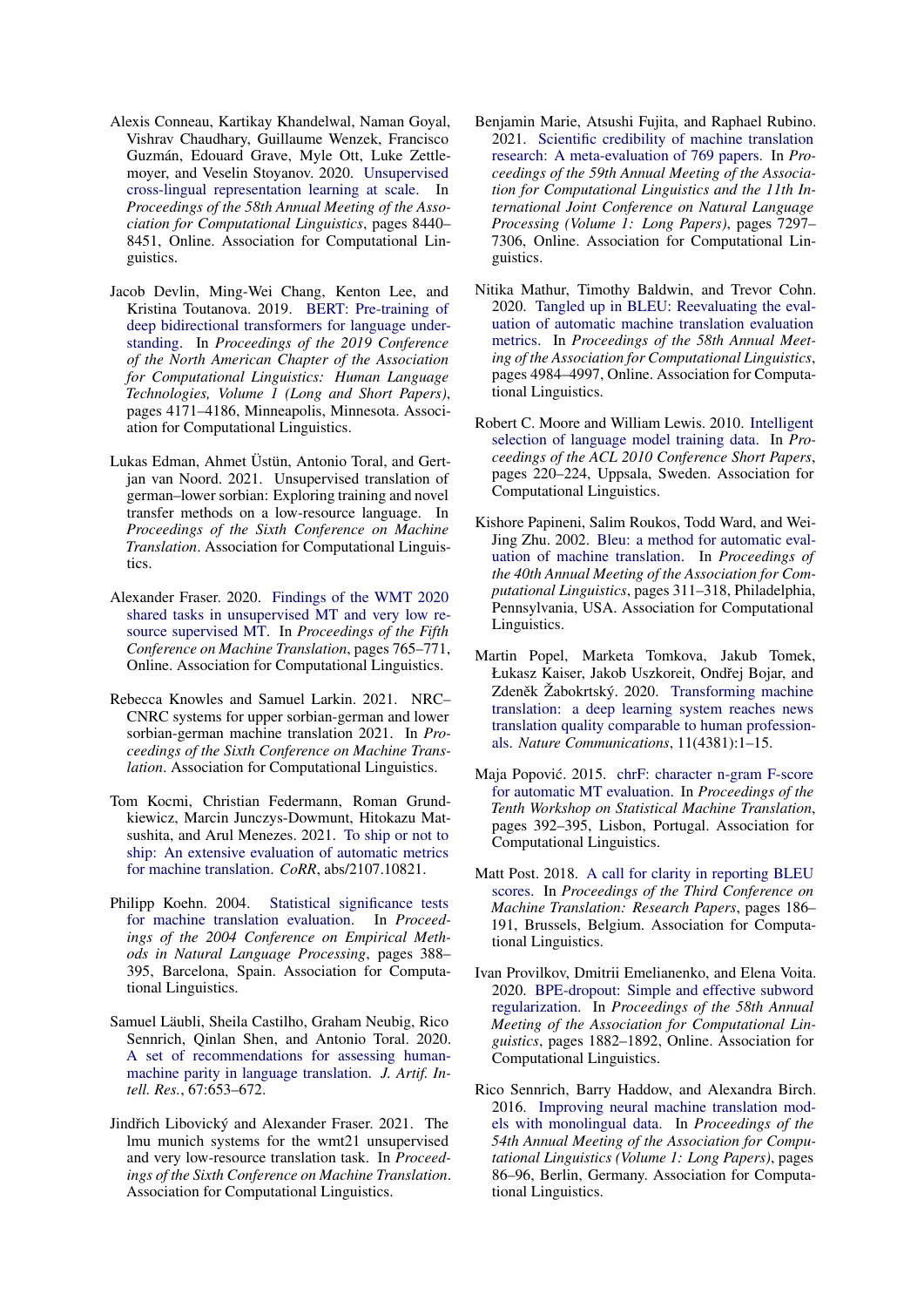Alexis Conneau, Kartikay Khandelwal, Naman Goyal, Vishrav Chaudhary, Guillaume Wenzek, Francisco Guzmán, Edouard Grave, Myle Ott, Luke Zettlemoyer, and Veselin Stoyanov. 2020. Unsupervised cross-lingual representation learning at scale. In *Proceedings of the 58th Annual Meeting of the Association for Computational Linguistics*, pages 8440–8451, Online. Association for Computational Linguistics.

Jacob Devlin, Ming-Wei Chang, Kenton Lee, and Kristina Toutanova. 2019. BERT: Pre-training of deep bidirectional transformers for language understanding. In *Proceedings of the 2019 Conference of the North American Chapter of the Association for Computational Linguistics: Human Language Technologies, Volume 1 (Long and Short Papers)*, pages 4171–4186, Minneapolis, Minnesota. Association for Computational Linguistics.

Lukas Edman, Ahmet Üstün, Antonio Toral, and Gertjan van Noord. 2021. Unsupervised translation of german–lower sorbian: Exploring training and novel transfer methods on a low-resource language. In *Proceedings of the Sixth Conference on Machine Translation*. Association for Computational Linguistics.

Alexander Fraser. 2020. Findings of the WMT 2020 shared tasks in unsupervised MT and very low resource supervised MT. In *Proceedings of the Fifth Conference on Machine Translation*, pages 765–771, Online. Association for Computational Linguistics.

Rebecca Knowles and Samuel Larkin. 2021. NRC–CNRC systems for upper sorbian-german and lower sorbian-german machine translation 2021. In *Proceedings of the Sixth Conference on Machine Translation*. Association for Computational Linguistics.

Tom Kocmi, Christian Federmann, Roman Grundkiewicz, Marcin Junczys-Dowmunt, Hitokazu Matsushita, and Arul Menezes. 2021. To ship or not to ship: An extensive evaluation of automatic metrics for machine translation. *CoRR*, abs/2107.10821.

Philipp Koehn. 2004. Statistical significance tests for machine translation evaluation. In *Proceedings of the 2004 Conference on Empirical Methods in Natural Language Processing*, pages 388–395, Barcelona, Spain. Association for Computational Linguistics.

Samuel Läubli, Sheila Castilho, Graham Neubig, Rico Sennrich, Qinlan Shen, and Antonio Toral. 2020. A set of recommendations for assessing human-machine parity in language translation. *J. Artif. Intell. Res.*, 67:653–672.

Jindřich Libovický and Alexander Fraser. 2021. The lmu munich systems for the wmt21 unsupervised and very low-resource translation task. In *Proceedings of the Sixth Conference on Machine Translation*. Association for Computational Linguistics.

Benjamin Marie, Atsushi Fujita, and Raphael Rubino. 2021. Scientific credibility of machine translation research: A meta-evaluation of 769 papers. In *Proceedings of the 59th Annual Meeting of the Association for Computational Linguistics and the 11th International Joint Conference on Natural Language Processing (Volume 1: Long Papers)*, pages 7297–7306, Online. Association for Computational Linguistics.

Nitika Mathur, Timothy Baldwin, and Trevor Cohn. 2020. Tangled up in BLEU: Reevaluating the evaluation of automatic machine translation evaluation metrics. In *Proceedings of the 58th Annual Meeting of the Association for Computational Linguistics*, pages 4984–4997, Online. Association for Computational Linguistics.

Robert C. Moore and William Lewis. 2010. Intelligent selection of language model training data. In *Proceedings of the ACL 2010 Conference Short Papers*, pages 220–224, Uppsala, Sweden. Association for Computational Linguistics.

Kishore Papineni, Salim Roukos, Todd Ward, and Wei-Jing Zhu. 2002. Bleu: a method for automatic evaluation of machine translation. In *Proceedings of the 40th Annual Meeting of the Association for Computational Linguistics*, pages 311–318, Philadelphia, Pennsylvania, USA. Association for Computational Linguistics.

Martin Popel, Marketa Tomkova, Jakub Tomek, Łukasz Kaiser, Jakob Uszkoreit, Ondřej Bojar, and Zdeněk Žabokrtský. 2020. Transforming machine translation: a deep learning system reaches news translation quality comparable to human professionals. *Nature Communications*, 11(4381):1–15.

Maja Popović. 2015. chrF: character n-gram F-score for automatic MT evaluation. In *Proceedings of the Tenth Workshop on Statistical Machine Translation*, pages 392–395, Lisbon, Portugal. Association for Computational Linguistics.

Matt Post. 2018. A call for clarity in reporting BLEU scores. In *Proceedings of the Third Conference on Machine Translation: Research Papers*, pages 186–191, Brussels, Belgium. Association for Computational Linguistics.

Ivan Provilkov, Dmitrii Emelianenko, and Elena Voita. 2020. BPE-dropout: Simple and effective subword regularization. In *Proceedings of the 58th Annual Meeting of the Association for Computational Linguistics*, pages 1882–1892, Online. Association for Computational Linguistics.

Rico Sennrich, Barry Haddow, and Alexandra Birch. 2016. Improving neural machine translation models with monolingual data. In *Proceedings of the 54th Annual Meeting of the Association for Computational Linguistics (Volume 1: Long Papers)*, pages 86–96, Berlin, Germany. Association for Computational Linguistics.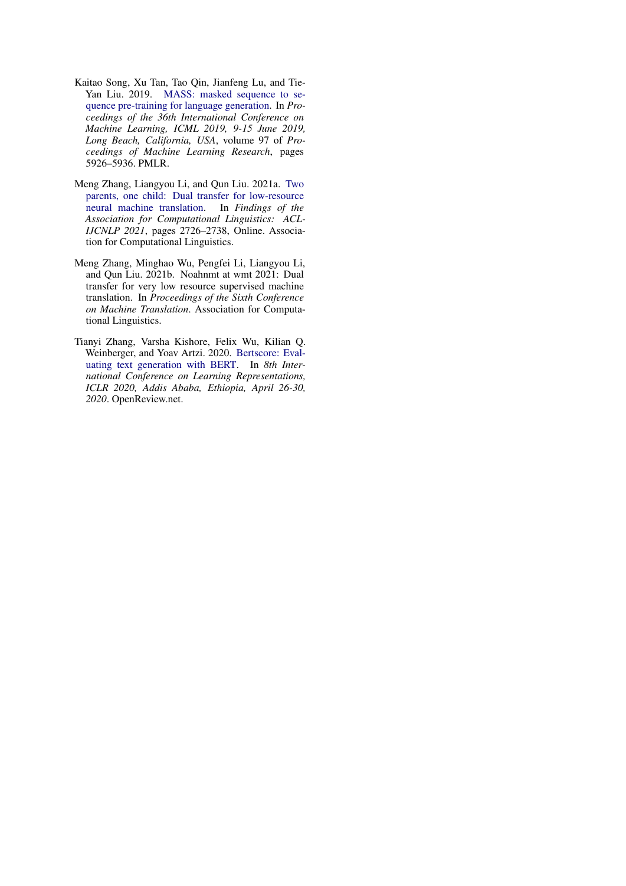Kaitao Song, Xu Tan, Tao Qin, Jianfeng Lu, and Tie-Yan Liu. 2019. MASS: masked sequence to sequence pre-training for language generation. In *Proceedings of the 36th International Conference on Machine Learning, ICML 2019, 9-15 June 2019, Long Beach, California, USA*, volume 97 of *Proceedings of Machine Learning Research*, pages 5926–5936. PMLR.

Meng Zhang, Liangyou Li, and Qun Liu. 2021a. Two parents, one child: Dual transfer for low-resource neural machine translation. In *Findings of the Association for Computational Linguistics: ACL-IJCNLP 2021*, pages 2726–2738, Online. Association for Computational Linguistics.

Meng Zhang, Minghao Wu, Pengfei Li, Liangyou Li, and Qun Liu. 2021b. Noahnmt at wmt 2021: Dual transfer for very low resource supervised machine translation. In *Proceedings of the Sixth Conference on Machine Translation*. Association for Computational Linguistics.

Tianyi Zhang, Varsha Kishore, Felix Wu, Kilian Q. Weinberger, and Yoav Artzi. 2020. Bertscore: Evaluating text generation with BERT. In *8th International Conference on Learning Representations, ICLR 2020, Addis Ababa, Ethiopia, April 26-30, 2020*. OpenReview.net.